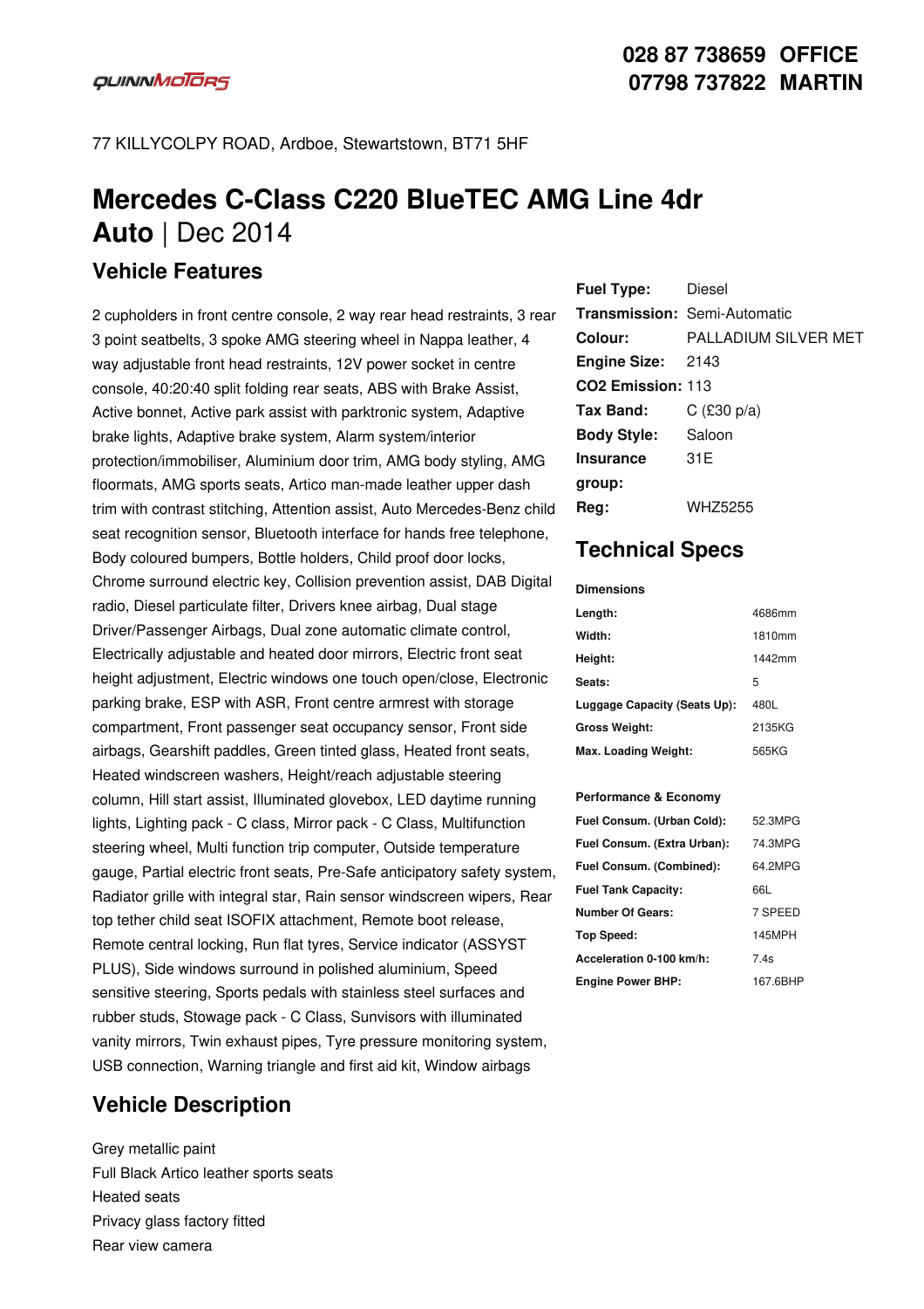QUINNMOTORS

**028 87 738659 OFFICE**
**07798 737822 MARTIN**

77 KILLYCOLPY ROAD, Ardboe, Stewartstown, BT71 5HF

# Mercedes C-Class C220 BlueTEC AMG Line 4dr Auto | Dec 2014

## Vehicle Features

2 cupholders in front centre console, 2 way rear head restraints, 3 rear 3 point seatbelts, 3 spoke AMG steering wheel in Nappa leather, 4 way adjustable front head restraints, 12V power socket in centre console, 40:20:40 split folding rear seats, ABS with Brake Assist, Active bonnet, Active park assist with parktronic system, Adaptive brake lights, Adaptive brake system, Alarm system/interior protection/immobiliser, Aluminium door trim, AMG body styling, AMG floormats, AMG sports seats, Artico man-made leather upper dash trim with contrast stitching, Attention assist, Auto Mercedes-Benz child seat recognition sensor, Bluetooth interface for hands free telephone, Body coloured bumpers, Bottle holders, Child proof door locks, Chrome surround electric key, Collision prevention assist, DAB Digital radio, Diesel particulate filter, Drivers knee airbag, Dual stage Driver/Passenger Airbags, Dual zone automatic climate control, Electrically adjustable and heated door mirrors, Electric front seat height adjustment, Electric windows one touch open/close, Electronic parking brake, ESP with ASR, Front centre armrest with storage compartment, Front passenger seat occupancy sensor, Front side airbags, Gearshift paddles, Green tinted glass, Heated front seats, Heated windscreen washers, Height/reach adjustable steering column, Hill start assist, Illuminated glovebox, LED daytime running lights, Lighting pack - C class, Mirror pack - C Class, Multifunction steering wheel, Multi function trip computer, Outside temperature gauge, Partial electric front seats, Pre-Safe anticipatory safety system, Radiator grille with integral star, Rain sensor windscreen wipers, Rear top tether child seat ISOFIX attachment, Remote boot release, Remote central locking, Run flat tyres, Service indicator (ASSYST PLUS), Side windows surround in polished aluminium, Speed sensitive steering, Sports pedals with stainless steel surfaces and rubber studs, Stowage pack - C Class, Sunvisors with illuminated vanity mirrors, Twin exhaust pipes, Tyre pressure monitoring system, USB connection, Warning triangle and first aid kit, Window airbags

| | |
|---|---|
| **Fuel Type:** | Diesel |
| **Transmission:** | Semi-Automatic |
| **Colour:** | PALLADIUM SILVER MET |
| **Engine Size:** | 2143 |
| **CO2 Emission:** | 113 |
| **Tax Band:** | C (£30 p/a) |
| **Body Style:** | Saloon |
| **Insurance group:** | 31E |
| **Reg:** | WHZ5255 |

## Technical Specs

**Dimensions**

| | |
|---|---|
| **Length:** | 4686mm |
| **Width:** | 1810mm |
| **Height:** | 1442mm |
| **Seats:** | 5 |
| **Luggage Capacity (Seats Up):** | 480L |
| **Gross Weight:** | 2135KG |
| **Max. Loading Weight:** | 565KG |

**Performance & Economy**

| | |
|---|---|
| **Fuel Consum. (Urban Cold):** | 52.3MPG |
| **Fuel Consum. (Extra Urban):** | 74.3MPG |
| **Fuel Consum. (Combined):** | 64.2MPG |
| **Fuel Tank Capacity:** | 66L |
| **Number Of Gears:** | 7 SPEED |
| **Top Speed:** | 145MPH |
| **Acceleration 0-100 km/h:** | 7.4s |
| **Engine Power BHP:** | 167.6BHP |

## Vehicle Description

Grey metallic paint
Full Black Artico leather sports seats
Heated seats
Privacy glass factory fitted
Rear view camera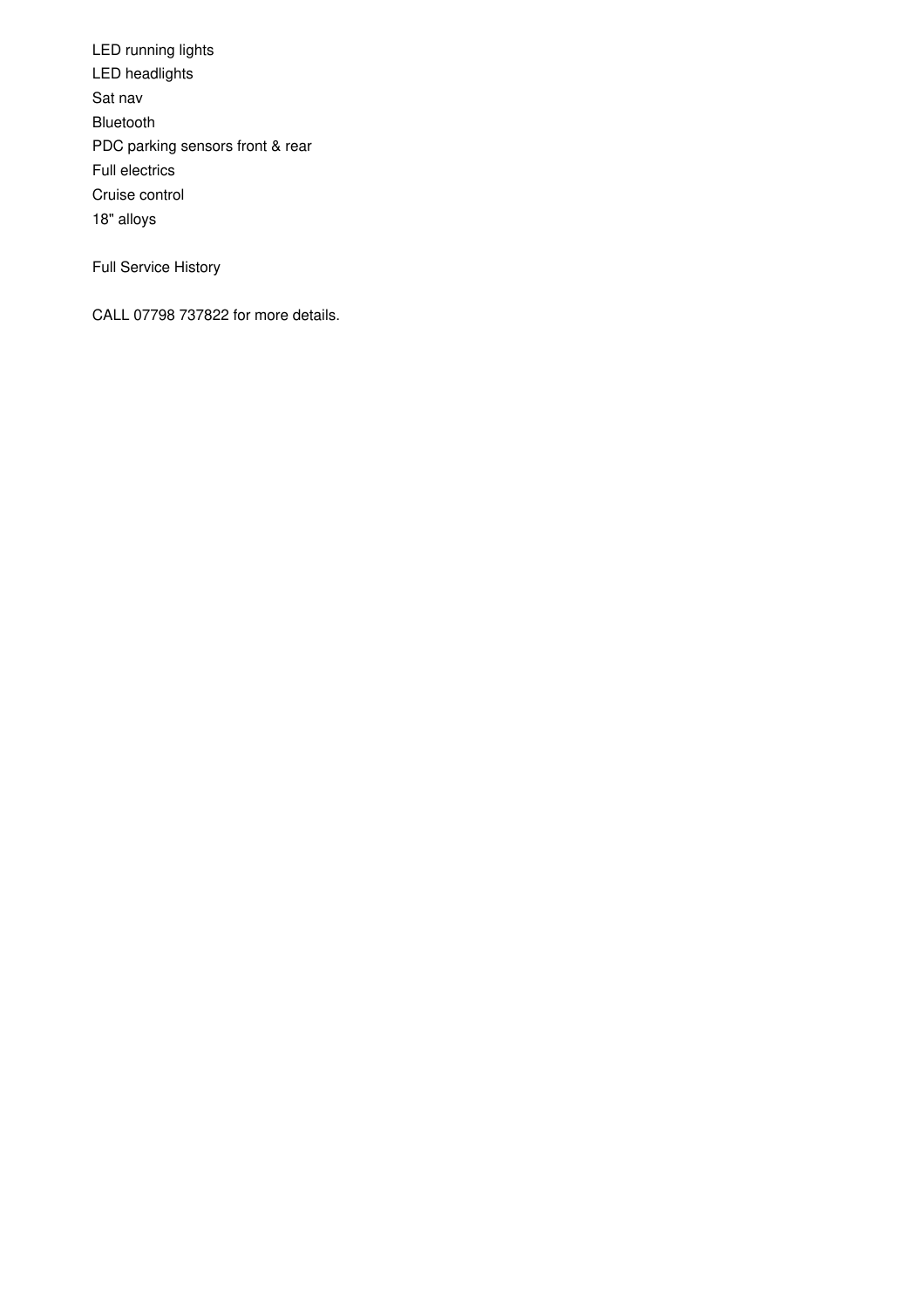LED running lights
LED headlights
Sat nav
Bluetooth
PDC parking sensors front & rear
Full electrics
Cruise control
18" alloys

Full Service History

CALL 07798 737822 for more details.